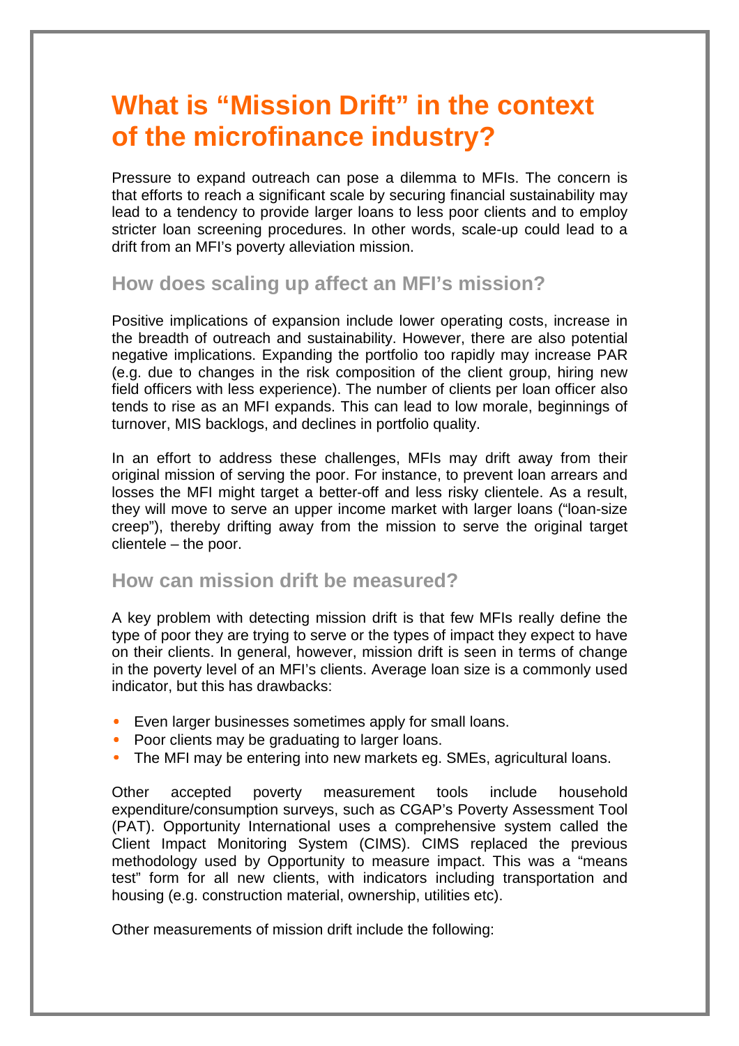# What is “Mission Drift” in the context of the microfinance industry?

Pressure to expand outreach can pose a dilemma to MFIs. The concern is that efforts to reach a significant scale by securing financial sustainability may lead to a tendency to provide larger loans to less poor clients and to employ stricter loan screening procedures. In other words, scale-up could lead to a drift from an MFI’s poverty alleviation mission.

## How does scaling up affect an MFI’s mission?

Positive implications of expansion include lower operating costs, increase in the breadth of outreach and sustainability. However, there are also potential negative implications. Expanding the portfolio too rapidly may increase PAR (e.g. due to changes in the risk composition of the client group, hiring new field officers with less experience). The number of clients per loan officer also tends to rise as an MFI expands. This can lead to low morale, beginnings of turnover, MIS backlogs, and declines in portfolio quality.

In an effort to address these challenges, MFIs may drift away from their original mission of serving the poor. For instance, to prevent loan arrears and losses the MFI might target a better-off and less risky clientele. As a result, they will move to serve an upper income market with larger loans (“loan-size creep”), thereby drifting away from the mission to serve the original target clientele – the poor.

## How can mission drift be measured?

A key problem with detecting mission drift is that few MFIs really define the type of poor they are trying to serve or the types of impact they expect to have on their clients. In general, however, mission drift is seen in terms of change in the poverty level of an MFI’s clients. Average loan size is a commonly used indicator, but this has drawbacks:

- Even larger businesses sometimes apply for small loans.
- Poor clients may be graduating to larger loans.
- The MFI may be entering into new markets eg. SMEs, agricultural loans.

Other accepted poverty measurement tools include household expenditure/consumption surveys, such as CGAP’s Poverty Assessment Tool (PAT). Opportunity International uses a comprehensive system called the Client Impact Monitoring System (CIMS). CIMS replaced the previous methodology used by Opportunity to measure impact. This was a “means test” form for all new clients, with indicators including transportation and housing (e.g. construction material, ownership, utilities etc).

Other measurements of mission drift include the following: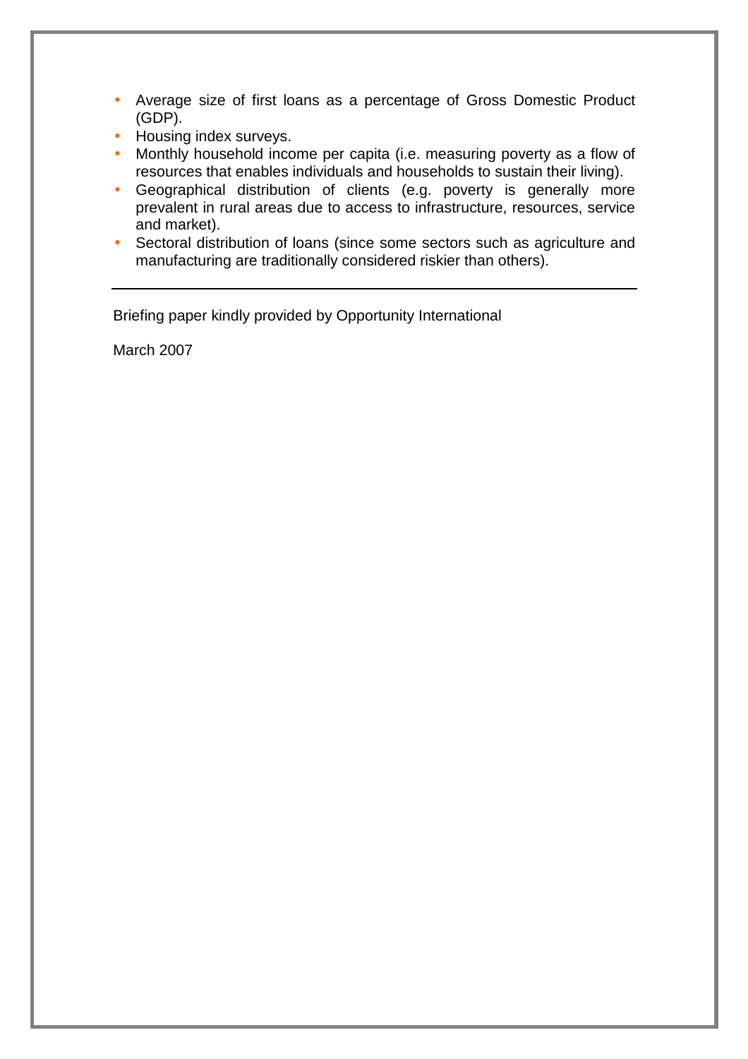- Average size of first loans as a percentage of Gross Domestic Product (GDP).
- Housing index surveys.
- Monthly household income per capita (i.e. measuring poverty as a flow of resources that enables individuals and households to sustain their living).
- Geographical distribution of clients (e.g. poverty is generally more prevalent in rural areas due to access to infrastructure, resources, service and market).
- Sectoral distribution of loans (since some sectors such as agriculture and manufacturing are traditionally considered riskier than others).

---

Briefing paper kindly provided by Opportunity International

March 2007